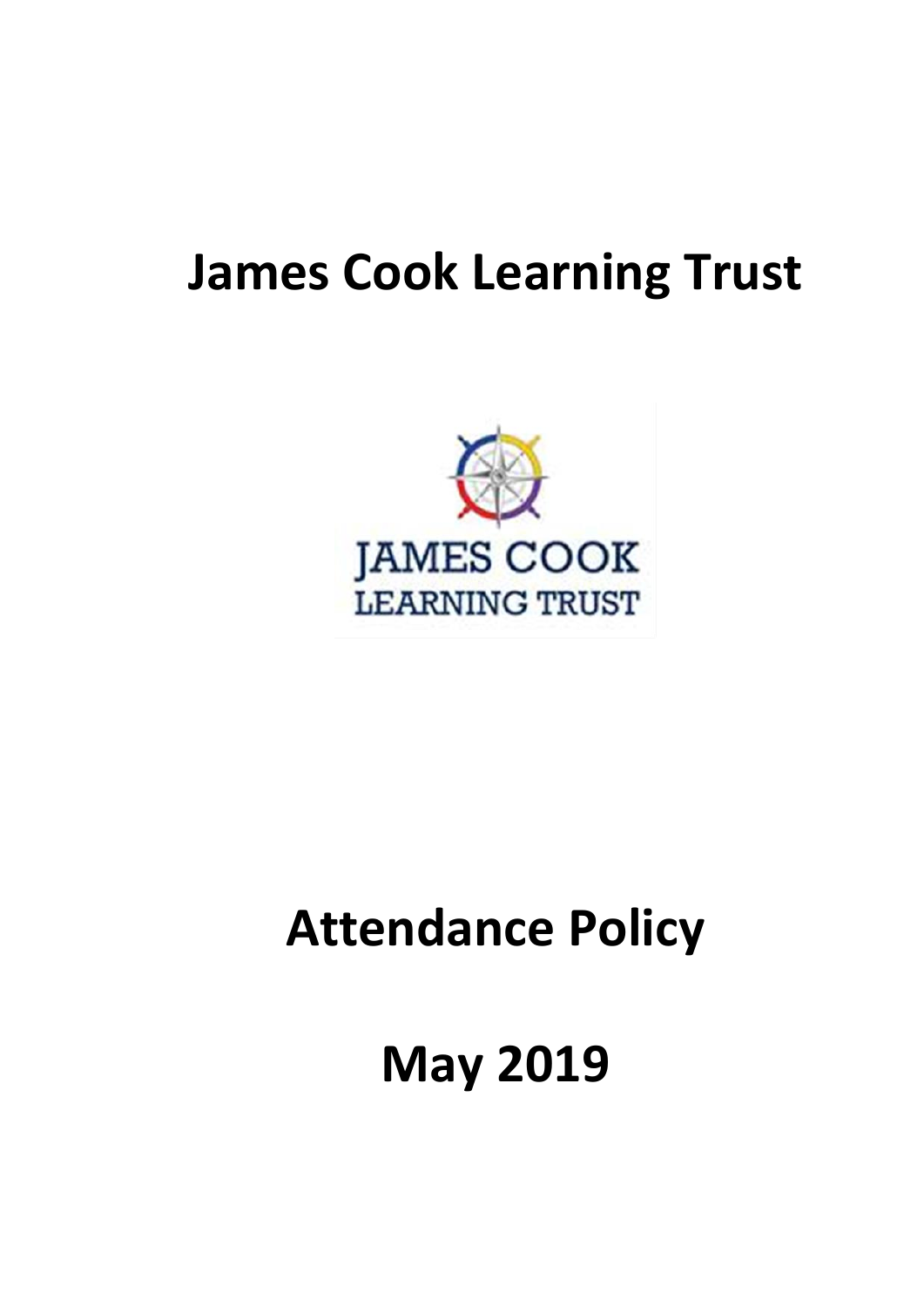# James Cook Learning Trust

JAMES COOK
LEARNING TRUST

# Attendance Policy

# May 2019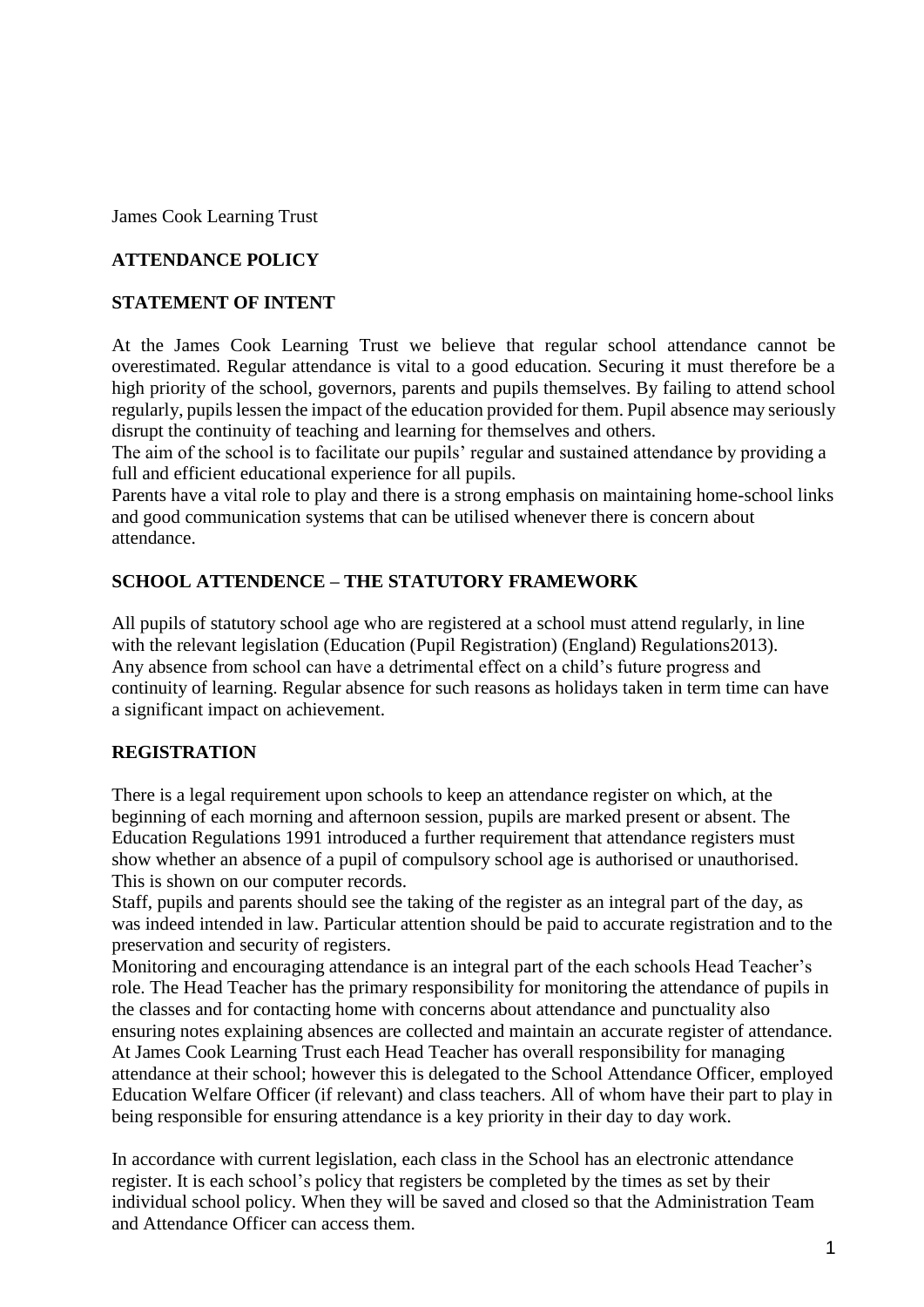James Cook Learning Trust

**ATTENDANCE POLICY**

**STATEMENT OF INTENT**

At the James Cook Learning Trust we believe that regular school attendance cannot be overestimated. Regular attendance is vital to a good education. Securing it must therefore be a high priority of the school, governors, parents and pupils themselves. By failing to attend school regularly, pupils lessen the impact of the education provided for them. Pupil absence may seriously disrupt the continuity of teaching and learning for themselves and others.

The aim of the school is to facilitate our pupils' regular and sustained attendance by providing a full and efficient educational experience for all pupils.

Parents have a vital role to play and there is a strong emphasis on maintaining home-school links and good communication systems that can be utilised whenever there is concern about attendance.

**SCHOOL ATTENDENCE – THE STATUTORY FRAMEWORK**

All pupils of statutory school age who are registered at a school must attend regularly, in line with the relevant legislation (Education (Pupil Registration) (England) Regulations2013).

Any absence from school can have a detrimental effect on a child's future progress and continuity of learning. Regular absence for such reasons as holidays taken in term time can have a significant impact on achievement.

**REGISTRATION**

There is a legal requirement upon schools to keep an attendance register on which, at the beginning of each morning and afternoon session, pupils are marked present or absent. The Education Regulations 1991 introduced a further requirement that attendance registers must show whether an absence of a pupil of compulsory school age is authorised or unauthorised. This is shown on our computer records.

Staff, pupils and parents should see the taking of the register as an integral part of the day, as was indeed intended in law. Particular attention should be paid to accurate registration and to the preservation and security of registers.

Monitoring and encouraging attendance is an integral part of the each schools Head Teacher's role. The Head Teacher has the primary responsibility for monitoring the attendance of pupils in the classes and for contacting home with concerns about attendance and punctuality also ensuring notes explaining absences are collected and maintain an accurate register of attendance. At James Cook Learning Trust each Head Teacher has overall responsibility for managing attendance at their school; however this is delegated to the School Attendance Officer, employed Education Welfare Officer (if relevant) and class teachers. All of whom have their part to play in being responsible for ensuring attendance is a key priority in their day to day work.

In accordance with current legislation, each class in the School has an electronic attendance register. It is each school's policy that registers be completed by the times as set by their individual school policy. When they will be saved and closed so that the Administration Team and Attendance Officer can access them.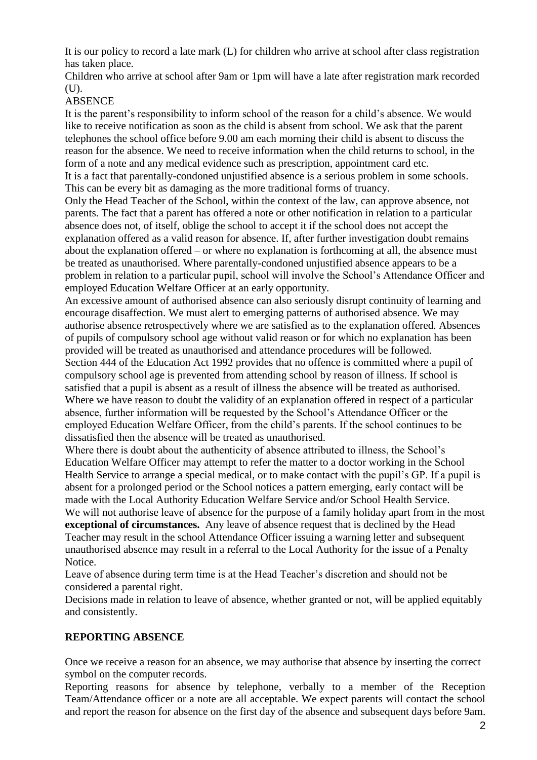It is our policy to record a late mark (L) for children who arrive at school after class registration has taken place.

Children who arrive at school after 9am or 1pm will have a late after registration mark recorded (U).

ABSENCE

It is the parent's responsibility to inform school of the reason for a child's absence. We would like to receive notification as soon as the child is absent from school. We ask that the parent telephones the school office before 9.00 am each morning their child is absent to discuss the reason for the absence. We need to receive information when the child returns to school, in the form of a note and any medical evidence such as prescription, appointment card etc.

It is a fact that parentally-condoned unjustified absence is a serious problem in some schools. This can be every bit as damaging as the more traditional forms of truancy.

Only the Head Teacher of the School, within the context of the law, can approve absence, not parents. The fact that a parent has offered a note or other notification in relation to a particular absence does not, of itself, oblige the school to accept it if the school does not accept the explanation offered as a valid reason for absence. If, after further investigation doubt remains about the explanation offered – or where no explanation is forthcoming at all, the absence must be treated as unauthorised. Where parentally-condoned unjustified absence appears to be a problem in relation to a particular pupil, school will involve the School's Attendance Officer and employed Education Welfare Officer at an early opportunity.

An excessive amount of authorised absence can also seriously disrupt continuity of learning and encourage disaffection. We must alert to emerging patterns of authorised absence. We may authorise absence retrospectively where we are satisfied as to the explanation offered. Absences of pupils of compulsory school age without valid reason or for which no explanation has been provided will be treated as unauthorised and attendance procedures will be followed.

Section 444 of the Education Act 1992 provides that no offence is committed where a pupil of compulsory school age is prevented from attending school by reason of illness. If school is satisfied that a pupil is absent as a result of illness the absence will be treated as authorised. Where we have reason to doubt the validity of an explanation offered in respect of a particular absence, further information will be requested by the School's Attendance Officer or the employed Education Welfare Officer, from the child's parents. If the school continues to be dissatisfied then the absence will be treated as unauthorised.

Where there is doubt about the authenticity of absence attributed to illness, the School's Education Welfare Officer may attempt to refer the matter to a doctor working in the School Health Service to arrange a special medical, or to make contact with the pupil's GP. If a pupil is absent for a prolonged period or the School notices a pattern emerging, early contact will be made with the Local Authority Education Welfare Service and/or School Health Service.

We will not authorise leave of absence for the purpose of a family holiday apart from in the most **exceptional of circumstances.** Any leave of absence request that is declined by the Head Teacher may result in the school Attendance Officer issuing a warning letter and subsequent unauthorised absence may result in a referral to the Local Authority for the issue of a Penalty Notice.

Leave of absence during term time is at the Head Teacher's discretion and should not be considered a parental right.

Decisions made in relation to leave of absence, whether granted or not, will be applied equitably and consistently.

## REPORTING ABSENCE

Once we receive a reason for an absence, we may authorise that absence by inserting the correct symbol on the computer records.

Reporting reasons for absence by telephone, verbally to a member of the Reception Team/Attendance officer or a note are all acceptable. We expect parents will contact the school and report the reason for absence on the first day of the absence and subsequent days before 9am.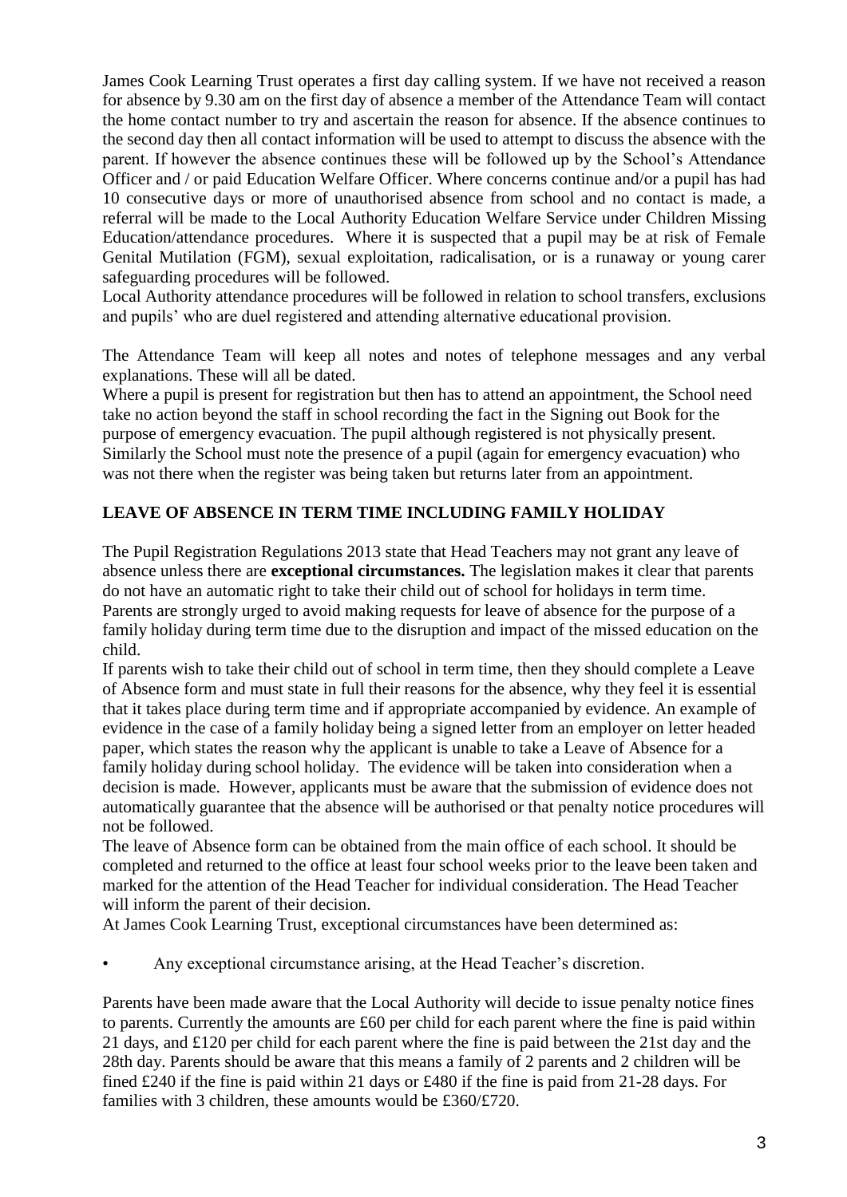James Cook Learning Trust operates a first day calling system. If we have not received a reason for absence by 9.30 am on the first day of absence a member of the Attendance Team will contact the home contact number to try and ascertain the reason for absence. If the absence continues to the second day then all contact information will be used to attempt to discuss the absence with the parent. If however the absence continues these will be followed up by the School's Attendance Officer and / or paid Education Welfare Officer. Where concerns continue and/or a pupil has had 10 consecutive days or more of unauthorised absence from school and no contact is made, a referral will be made to the Local Authority Education Welfare Service under Children Missing Education/attendance procedures. Where it is suspected that a pupil may be at risk of Female Genital Mutilation (FGM), sexual exploitation, radicalisation, or is a runaway or young carer safeguarding procedures will be followed.

Local Authority attendance procedures will be followed in relation to school transfers, exclusions and pupils' who are duel registered and attending alternative educational provision.

The Attendance Team will keep all notes and notes of telephone messages and any verbal explanations. These will all be dated.

Where a pupil is present for registration but then has to attend an appointment, the School need take no action beyond the staff in school recording the fact in the Signing out Book for the purpose of emergency evacuation. The pupil although registered is not physically present. Similarly the School must note the presence of a pupil (again for emergency evacuation) who was not there when the register was being taken but returns later from an appointment.

## LEAVE OF ABSENCE IN TERM TIME INCLUDING FAMILY HOLIDAY

The Pupil Registration Regulations 2013 state that Head Teachers may not grant any leave of absence unless there are **exceptional circumstances.** The legislation makes it clear that parents do not have an automatic right to take their child out of school for holidays in term time. Parents are strongly urged to avoid making requests for leave of absence for the purpose of a family holiday during term time due to the disruption and impact of the missed education on the child.

If parents wish to take their child out of school in term time, then they should complete a Leave of Absence form and must state in full their reasons for the absence, why they feel it is essential that it takes place during term time and if appropriate accompanied by evidence. An example of evidence in the case of a family holiday being a signed letter from an employer on letter headed paper, which states the reason why the applicant is unable to take a Leave of Absence for a family holiday during school holiday. The evidence will be taken into consideration when a decision is made. However, applicants must be aware that the submission of evidence does not automatically guarantee that the absence will be authorised or that penalty notice procedures will not be followed.

The leave of Absence form can be obtained from the main office of each school. It should be completed and returned to the office at least four school weeks prior to the leave been taken and marked for the attention of the Head Teacher for individual consideration. The Head Teacher will inform the parent of their decision.

At James Cook Learning Trust, exceptional circumstances have been determined as:

- Any exceptional circumstance arising, at the Head Teacher's discretion.

Parents have been made aware that the Local Authority will decide to issue penalty notice fines to parents. Currently the amounts are £60 per child for each parent where the fine is paid within 21 days, and £120 per child for each parent where the fine is paid between the 21st day and the 28th day. Parents should be aware that this means a family of 2 parents and 2 children will be fined £240 if the fine is paid within 21 days or £480 if the fine is paid from 21-28 days. For families with 3 children, these amounts would be £360/£720.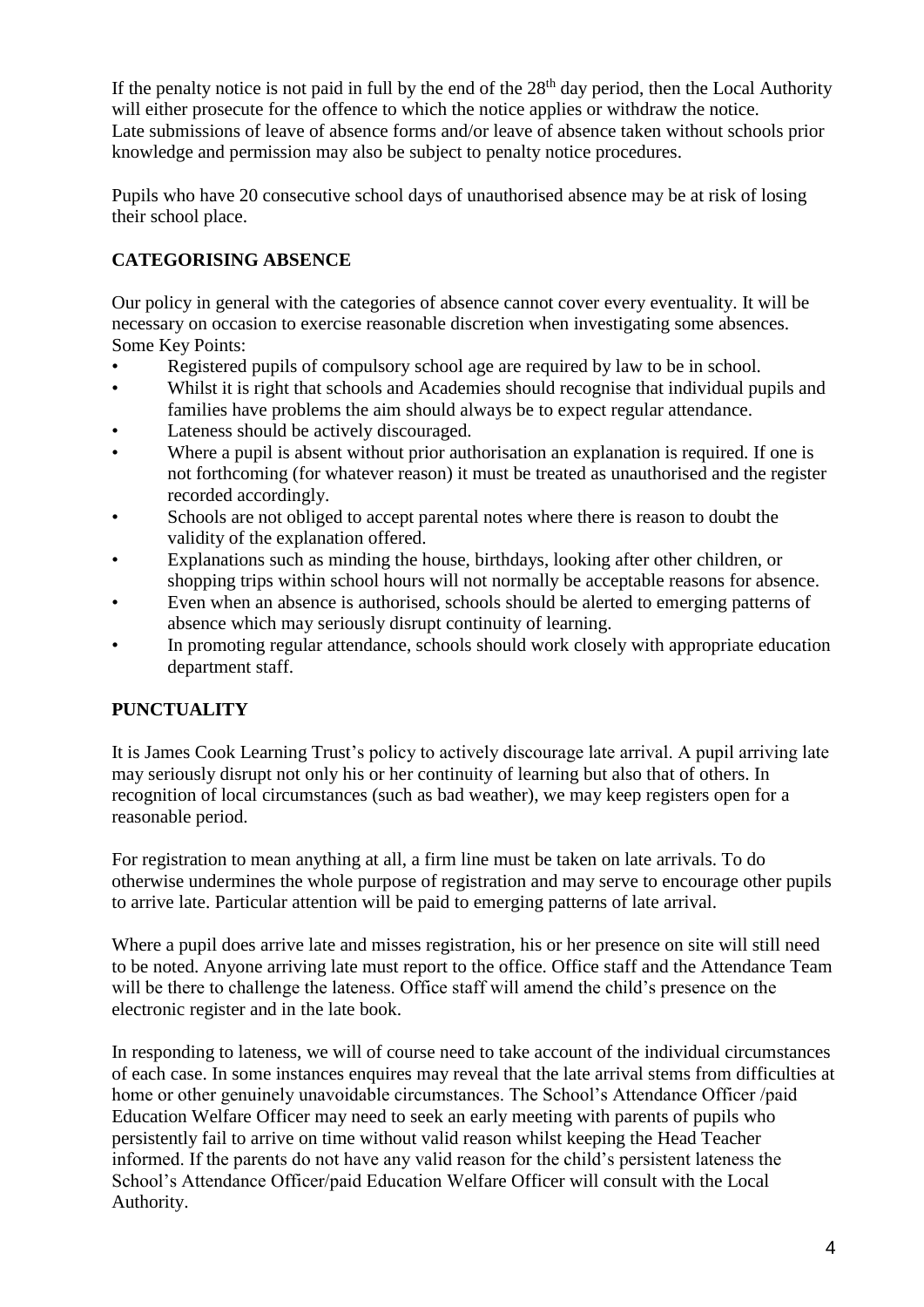If the penalty notice is not paid in full by the end of the 28th day period, then the Local Authority will either prosecute for the offence to which the notice applies or withdraw the notice. Late submissions of leave of absence forms and/or leave of absence taken without schools prior knowledge and permission may also be subject to penalty notice procedures.

Pupils who have 20 consecutive school days of unauthorised absence may be at risk of losing their school place.

## CATEGORISING ABSENCE

Our policy in general with the categories of absence cannot cover every eventuality. It will be necessary on occasion to exercise reasonable discretion when investigating some absences. Some Key Points:

- Registered pupils of compulsory school age are required by law to be in school.
- Whilst it is right that schools and Academies should recognise that individual pupils and families have problems the aim should always be to expect regular attendance.
- Lateness should be actively discouraged.
- Where a pupil is absent without prior authorisation an explanation is required. If one is not forthcoming (for whatever reason) it must be treated as unauthorised and the register recorded accordingly.
- Schools are not obliged to accept parental notes where there is reason to doubt the validity of the explanation offered.
- Explanations such as minding the house, birthdays, looking after other children, or shopping trips within school hours will not normally be acceptable reasons for absence.
- Even when an absence is authorised, schools should be alerted to emerging patterns of absence which may seriously disrupt continuity of learning.
- In promoting regular attendance, schools should work closely with appropriate education department staff.

## PUNCTUALITY

It is James Cook Learning Trust's policy to actively discourage late arrival. A pupil arriving late may seriously disrupt not only his or her continuity of learning but also that of others. In recognition of local circumstances (such as bad weather), we may keep registers open for a reasonable period.

For registration to mean anything at all, a firm line must be taken on late arrivals. To do otherwise undermines the whole purpose of registration and may serve to encourage other pupils to arrive late. Particular attention will be paid to emerging patterns of late arrival.

Where a pupil does arrive late and misses registration, his or her presence on site will still need to be noted. Anyone arriving late must report to the office. Office staff and the Attendance Team will be there to challenge the lateness. Office staff will amend the child's presence on the electronic register and in the late book.

In responding to lateness, we will of course need to take account of the individual circumstances of each case. In some instances enquires may reveal that the late arrival stems from difficulties at home or other genuinely unavoidable circumstances. The School's Attendance Officer /paid Education Welfare Officer may need to seek an early meeting with parents of pupils who persistently fail to arrive on time without valid reason whilst keeping the Head Teacher informed. If the parents do not have any valid reason for the child's persistent lateness the School's Attendance Officer/paid Education Welfare Officer will consult with the Local Authority.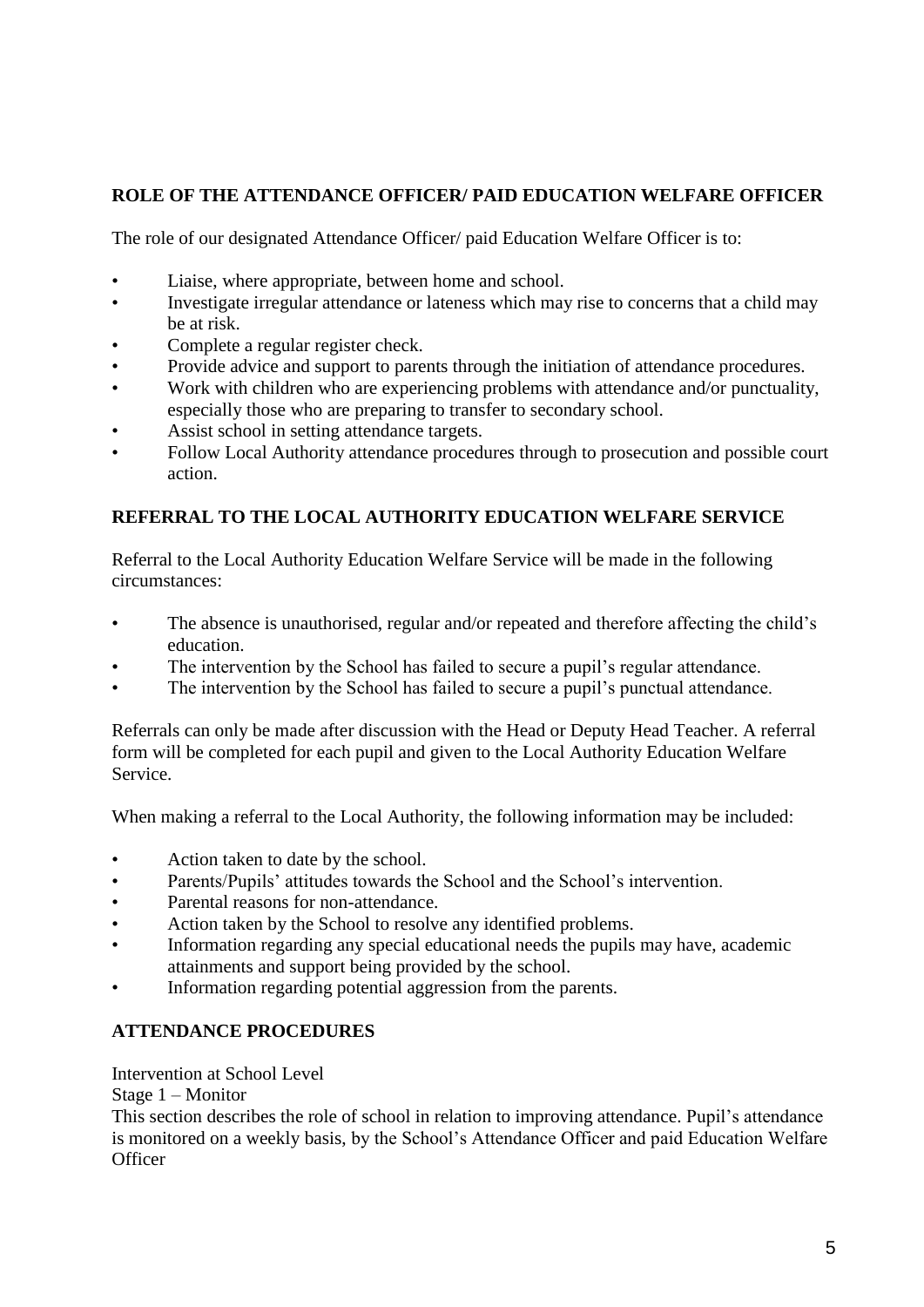## ROLE OF THE ATTENDANCE OFFICER/ PAID EDUCATION WELFARE OFFICER

The role of our designated Attendance Officer/ paid Education Welfare Officer is to:

- Liaise, where appropriate, between home and school.
- Investigate irregular attendance or lateness which may rise to concerns that a child may be at risk.
- Complete a regular register check.
- Provide advice and support to parents through the initiation of attendance procedures.
- Work with children who are experiencing problems with attendance and/or punctuality, especially those who are preparing to transfer to secondary school.
- Assist school in setting attendance targets.
- Follow Local Authority attendance procedures through to prosecution and possible court action.

## REFERRAL TO THE LOCAL AUTHORITY EDUCATION WELFARE SERVICE

Referral to the Local Authority Education Welfare Service will be made in the following circumstances:

- The absence is unauthorised, regular and/or repeated and therefore affecting the child's education.
- The intervention by the School has failed to secure a pupil's regular attendance.
- The intervention by the School has failed to secure a pupil's punctual attendance.

Referrals can only be made after discussion with the Head or Deputy Head Teacher. A referral form will be completed for each pupil and given to the Local Authority Education Welfare Service.

When making a referral to the Local Authority, the following information may be included:

- Action taken to date by the school.
- Parents/Pupils' attitudes towards the School and the School's intervention.
- Parental reasons for non-attendance.
- Action taken by the School to resolve any identified problems.
- Information regarding any special educational needs the pupils may have, academic attainments and support being provided by the school.
- Information regarding potential aggression from the parents.

## ATTENDANCE PROCEDURES

Intervention at School Level

Stage 1 – Monitor

This section describes the role of school in relation to improving attendance. Pupil's attendance is monitored on a weekly basis, by the School's Attendance Officer and paid Education Welfare Officer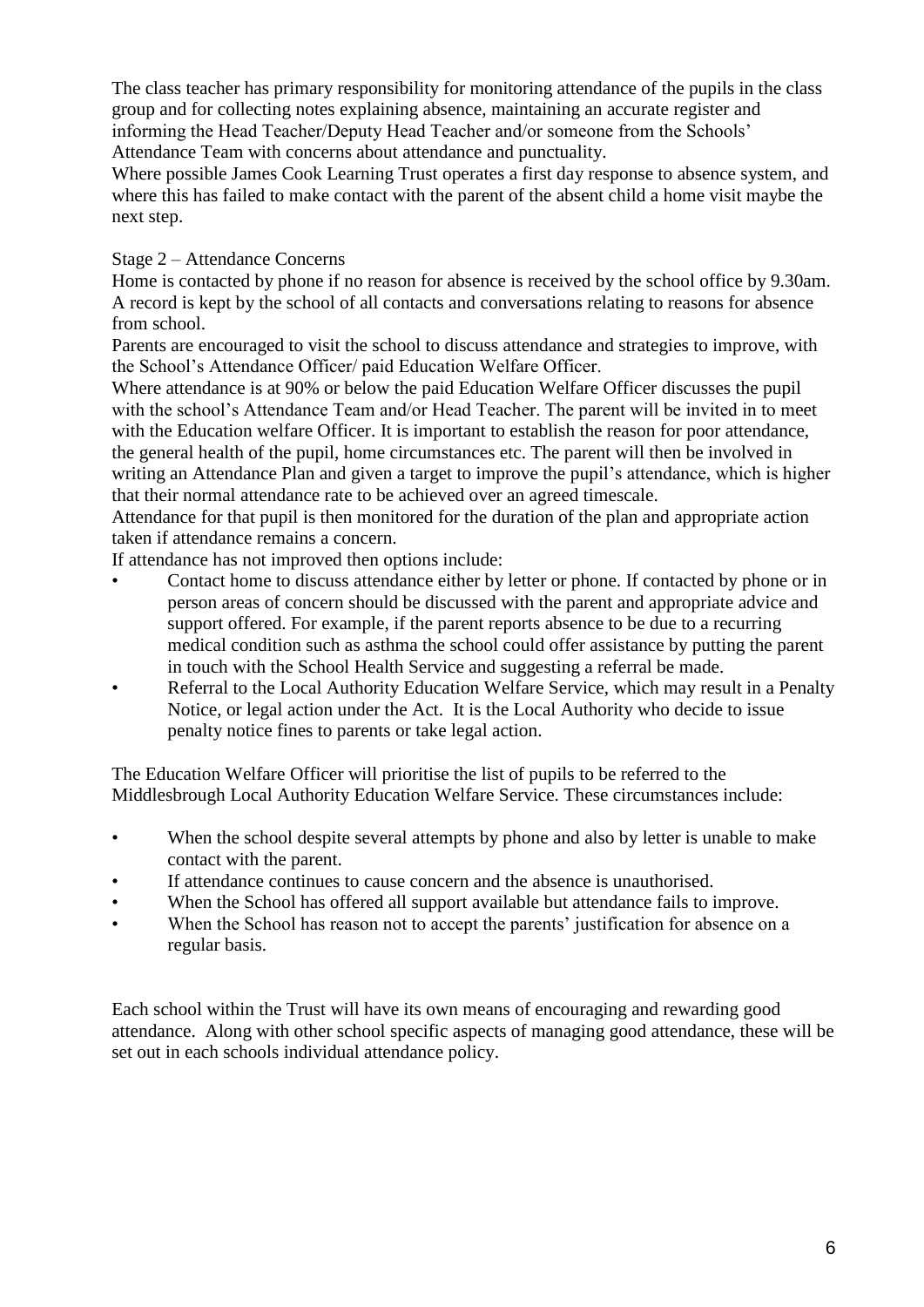The class teacher has primary responsibility for monitoring attendance of the pupils in the class group and for collecting notes explaining absence, maintaining an accurate register and informing the Head Teacher/Deputy Head Teacher and/or someone from the Schools' Attendance Team with concerns about attendance and punctuality.

Where possible James Cook Learning Trust operates a first day response to absence system, and where this has failed to make contact with the parent of the absent child a home visit maybe the next step.

Stage 2 – Attendance Concerns

Home is contacted by phone if no reason for absence is received by the school office by 9.30am. A record is kept by the school of all contacts and conversations relating to reasons for absence from school.

Parents are encouraged to visit the school to discuss attendance and strategies to improve, with the School's Attendance Officer/ paid Education Welfare Officer.

Where attendance is at 90% or below the paid Education Welfare Officer discusses the pupil with the school's Attendance Team and/or Head Teacher. The parent will be invited in to meet with the Education welfare Officer. It is important to establish the reason for poor attendance, the general health of the pupil, home circumstances etc. The parent will then be involved in writing an Attendance Plan and given a target to improve the pupil's attendance, which is higher that their normal attendance rate to be achieved over an agreed timescale.

Attendance for that pupil is then monitored for the duration of the plan and appropriate action taken if attendance remains a concern.

If attendance has not improved then options include:

- Contact home to discuss attendance either by letter or phone. If contacted by phone or in person areas of concern should be discussed with the parent and appropriate advice and support offered. For example, if the parent reports absence to be due to a recurring medical condition such as asthma the school could offer assistance by putting the parent in touch with the School Health Service and suggesting a referral be made.
- Referral to the Local Authority Education Welfare Service, which may result in a Penalty Notice, or legal action under the Act. It is the Local Authority who decide to issue penalty notice fines to parents or take legal action.

The Education Welfare Officer will prioritise the list of pupils to be referred to the Middlesbrough Local Authority Education Welfare Service. These circumstances include:

- When the school despite several attempts by phone and also by letter is unable to make contact with the parent.
- If attendance continues to cause concern and the absence is unauthorised.
- When the School has offered all support available but attendance fails to improve.
- When the School has reason not to accept the parents' justification for absence on a regular basis.

Each school within the Trust will have its own means of encouraging and rewarding good attendance. Along with other school specific aspects of managing good attendance, these will be set out in each schools individual attendance policy.